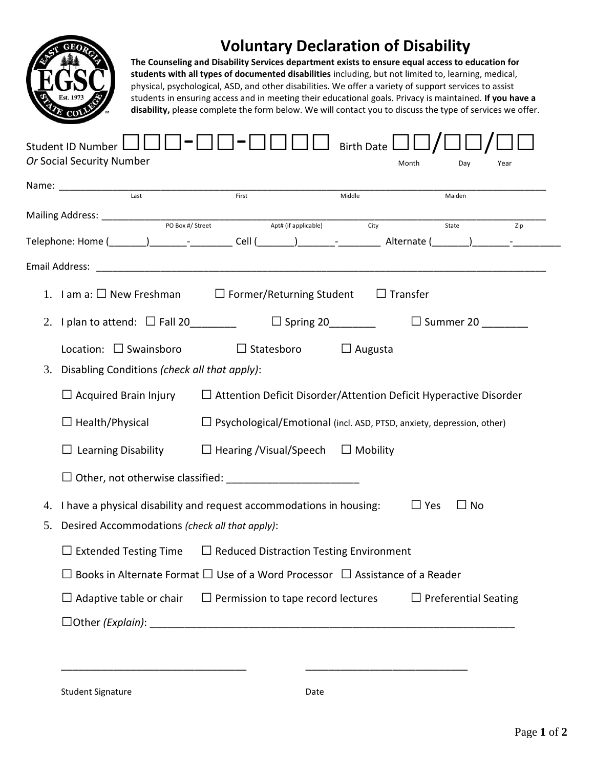# Voluntary Declaration of Disability

**The Counseling and Disability Services department exists to ensure equal access to education for students with all types of documented disabilities** including, but not limited to, learning, medical, physical, psychological, ASD, and other disabilities. We offer a variety of support services to assist students in ensuring access and in meeting their educational goals. Privacy is maintained. **If you have a disability,** please complete the form below. We will contact you to discuss the type of services we offer.

Student ID Number ☐☐☐-☐☐-☐☐☐☐ Birth Date ☐☐/☐☐/☐☐
*Or* Social Security Number                                    Month    Day    Year

Name: ______________________________________________________________________________
Last    First    Middle    Maiden

Mailing Address: ________________________________________________________________________
PO Box #/ Street    Apt# (if applicable)    City    State    Zip

Telephone: Home (_______)_______-________ Cell (_______)_______-________ Alternate (_______)_______-_________

Email Address: ___________________________________________________________________________

1. I am a: ☐ New Freshman ☐ Former/Returning Student ☐ Transfer
2. I plan to attend: ☐ Fall 20________ ☐ Spring 20________ ☐ Summer 20 ________

   Location: ☐ Swainsboro ☐ Statesboro ☐ Augusta
3. Disabling Conditions *(check all that apply)*:

   ☐ Acquired Brain Injury ☐ Attention Deficit Disorder/Attention Deficit Hyperactive Disorder

   ☐ Health/Physical ☐ Psychological/Emotional (incl. ASD, PTSD, anxiety, depression, other)

   ☐ Learning Disability ☐ Hearing /Visual/Speech ☐ Mobility

   ☐ Other, not otherwise classified: ______________________
4. I have a physical disability and request accommodations in housing: ☐ Yes ☐ No
5. Desired Accommodations *(check all that apply)*:

   ☐ Extended Testing Time ☐ Reduced Distraction Testing Environment

   ☐ Books in Alternate Format ☐ Use of a Word Processor ☐ Assistance of a Reader

   ☐ Adaptive table or chair ☐ Permission to tape record lectures ☐ Preferential Seating

   ☐Other *(Explain)*: _______________________________________________________________

________________________________    ____________________________

Student Signature    Date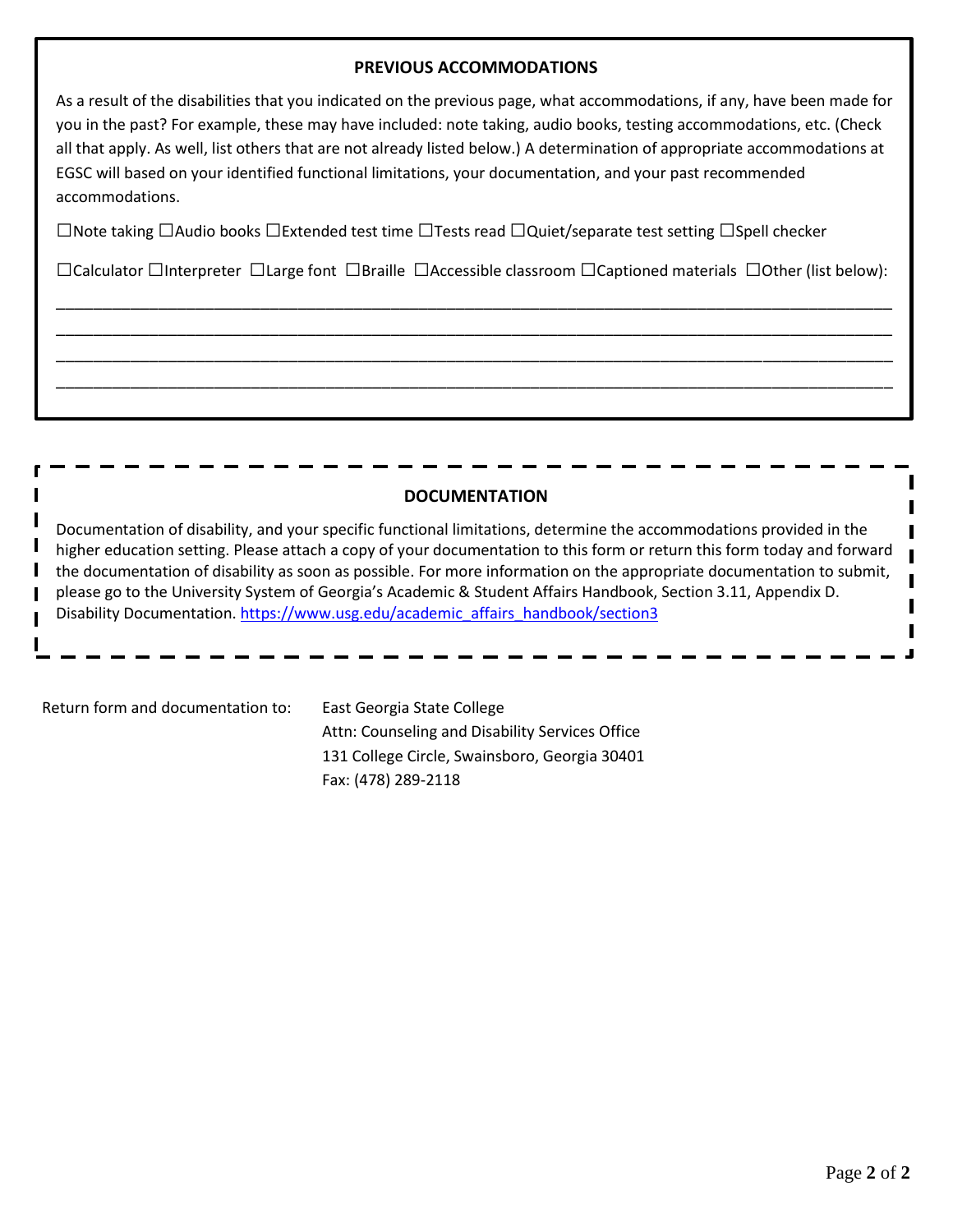## PREVIOUS ACCOMMODATIONS

As a result of the disabilities that you indicated on the previous page, what accommodations, if any, have been made for you in the past? For example, these may have included: note taking, audio books, testing accommodations, etc. (Check all that apply. As well, list others that are not already listed below.) A determination of appropriate accommodations at EGSC will based on your identified functional limitations, your documentation, and your past recommended accommodations.

☐Note taking ☐Audio books ☐Extended test time ☐Tests read ☐Quiet/separate test setting ☐Spell checker

☐Calculator ☐Interpreter ☐Large font ☐Braille ☐Accessible classroom ☐Captioned materials ☐Other (list below):

\_\_\_\_\_\_\_\_\_\_\_\_\_\_\_\_\_\_\_\_\_\_\_\_\_\_\_\_\_\_\_\_\_\_\_\_\_\_\_\_\_\_\_\_\_\_\_\_\_\_\_\_\_\_\_\_\_\_\_\_\_\_\_\_\_\_\_\_\_\_\_\_\_\_\_\_\_\_

\_\_\_\_\_\_\_\_\_\_\_\_\_\_\_\_\_\_\_\_\_\_\_\_\_\_\_\_\_\_\_\_\_\_\_\_\_\_\_\_\_\_\_\_\_\_\_\_\_\_\_\_\_\_\_\_\_\_\_\_\_\_\_\_\_\_\_\_\_\_\_\_\_\_\_\_\_\_

\_\_\_\_\_\_\_\_\_\_\_\_\_\_\_\_\_\_\_\_\_\_\_\_\_\_\_\_\_\_\_\_\_\_\_\_\_\_\_\_\_\_\_\_\_\_\_\_\_\_\_\_\_\_\_\_\_\_\_\_\_\_\_\_\_\_\_\_\_\_\_\_\_\_\_\_\_\_

\_\_\_\_\_\_\_\_\_\_\_\_\_\_\_\_\_\_\_\_\_\_\_\_\_\_\_\_\_\_\_\_\_\_\_\_\_\_\_\_\_\_\_\_\_\_\_\_\_\_\_\_\_\_\_\_\_\_\_\_\_\_\_\_\_\_\_\_\_\_\_\_\_\_\_\_\_\_

## DOCUMENTATION

Documentation of disability, and your specific functional limitations, determine the accommodations provided in the higher education setting. Please attach a copy of your documentation to this form or return this form today and forward the documentation of disability as soon as possible. For more information on the appropriate documentation to submit, please go to the University System of Georgia's Academic & Student Affairs Handbook, Section 3.11, Appendix D. Disability Documentation. https://www.usg.edu/academic_affairs_handbook/section3

Return form and documentation to:

East Georgia State College
Attn: Counseling and Disability Services Office
131 College Circle, Swainsboro, Georgia 30401
Fax: (478) 289-2118